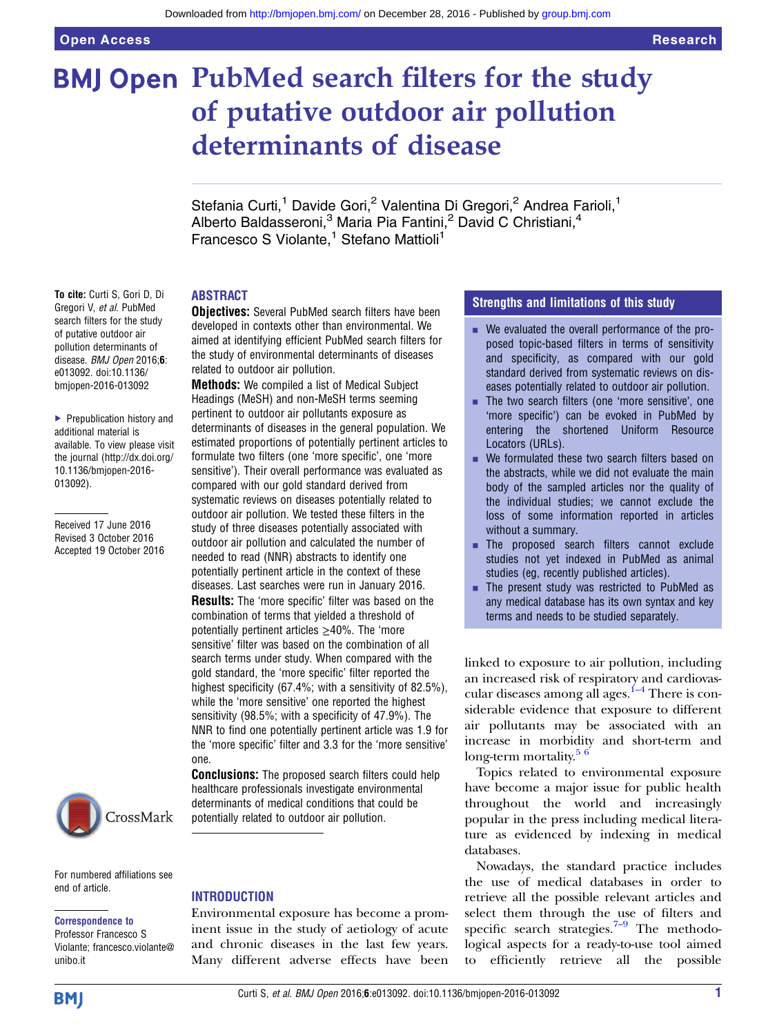# PubMed search filters for the study of putative outdoor air pollution determinants of disease

Stefania Curti,[1] Davide Gori,[2] Valentina Di Gregori,[2] Andrea Farioli,[1] Alberto Baldasseroni,[3] Maria Pia Fantini,[2] David C Christiani,[4] Francesco S Violante,[1] Stefano Mattioli[1]

**To cite:** Curti S, Gori D, Di Gregori V, *et al*. PubMed search filters for the study of putative outdoor air pollution determinants of disease. *BMJ Open* 2016;**6**: e013092. doi:10.1136/bmjopen-2016-013092

▸ Prepublication history and additional material is available. To view please visit the journal (http://dx.doi.org/10.1136/bmjopen-2016-013092).

Received 17 June 2016
Revised 3 October 2016
Accepted 19 October 2016

## ABSTRACT

**Objectives:** Several PubMed search filters have been developed in contexts other than environmental. We aimed at identifying efficient PubMed search filters for the study of environmental determinants of diseases related to outdoor air pollution.

**Methods:** We compiled a list of Medical Subject Headings (MeSH) and non-MeSH terms seeming pertinent to outdoor air pollutants exposure as determinants of diseases in the general population. We estimated proportions of potentially pertinent articles to formulate two filters (one 'more specific', one 'more sensitive'). Their overall performance was evaluated as compared with our gold standard derived from systematic reviews on diseases potentially related to outdoor air pollution. We tested these filters in the study of three diseases potentially associated with outdoor air pollution and calculated the number of needed to read (NNR) abstracts to identify one potentially pertinent article in the context of these diseases. Last searches were run in January 2016.

**Results:** The 'more specific' filter was based on the combination of terms that yielded a threshold of potentially pertinent articles ≥40%. The 'more sensitive' filter was based on the combination of all search terms under study. When compared with the gold standard, the 'more specific' filter reported the highest specificity (67.4%; with a sensitivity of 82.5%), while the 'more sensitive' one reported the highest sensitivity (98.5%; with a specificity of 47.9%). The NNR to find one potentially pertinent article was 1.9 for the 'more specific' filter and 3.3 for the 'more sensitive' one.

**Conclusions:** The proposed search filters could help healthcare professionals investigate environmental determinants of medical conditions that could be potentially related to outdoor air pollution.

## Strengths and limitations of this study

- We evaluated the overall performance of the proposed topic-based filters in terms of sensitivity and specificity, as compared with our gold standard derived from systematic reviews on diseases potentially related to outdoor air pollution.
- The two search filters (one 'more sensitive', one 'more specific') can be evoked in PubMed by entering the shortened Uniform Resource Locators (URLs).
- We formulated these two search filters based on the abstracts, while we did not evaluate the main body of the sampled articles nor the quality of the individual studies; we cannot exclude the loss of some information reported in articles without a summary.
- The proposed search filters cannot exclude studies not yet indexed in PubMed as animal studies (eg, recently published articles).
- The present study was restricted to PubMed as any medical database has its own syntax and key terms and needs to be studied separately.

For numbered affiliations see end of article.

**Correspondence to** Professor Francesco S Violante; francesco.violante@unibo.it

## INTRODUCTION

Environmental exposure has become a prominent issue in the study of aetiology of acute and chronic diseases in the last few years. Many different adverse effects have been linked to exposure to air pollution, including an increased risk of respiratory and cardiovascular diseases among all ages.[1–4] There is considerable evidence that exposure to different air pollutants may be associated with an increase in morbidity and short-term and long-term mortality.[5 6]

Topics related to environmental exposure have become a major issue for public health throughout the world and increasingly popular in the press including medical literature as evidenced by indexing in medical databases.

Nowadays, the standard practice includes the use of medical databases in order to retrieve all the possible relevant articles and select them through the use of filters and specific search strategies.[7–9] The methodological aspects for a ready-to-use tool aimed to efficiently retrieve all the possible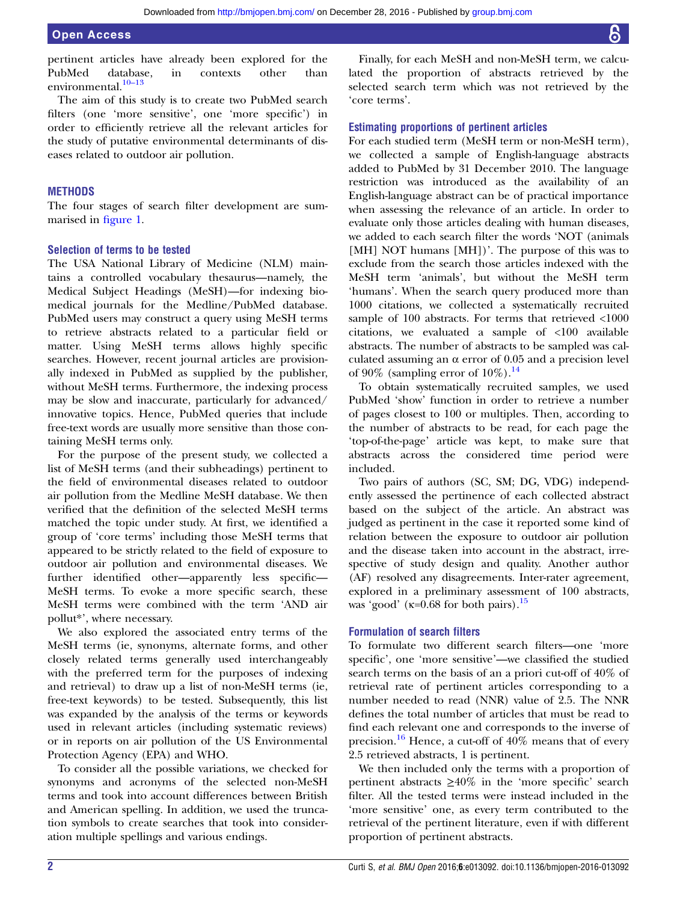pertinent articles have already been explored for the PubMed database, in contexts other than environmental.[10–13]

The aim of this study is to create two PubMed search filters (one 'more sensitive', one 'more specific') in order to efficiently retrieve all the relevant articles for the study of putative environmental determinants of diseases related to outdoor air pollution.

## METHODS

The four stages of search filter development are summarised in figure 1.

### Selection of terms to be tested

The USA National Library of Medicine (NLM) maintains a controlled vocabulary thesaurus—namely, the Medical Subject Headings (MeSH)—for indexing biomedical journals for the Medline/PubMed database. PubMed users may construct a query using MeSH terms to retrieve abstracts related to a particular field or matter. Using MeSH terms allows highly specific searches. However, recent journal articles are provisionally indexed in PubMed as supplied by the publisher, without MeSH terms. Furthermore, the indexing process may be slow and inaccurate, particularly for advanced/innovative topics. Hence, PubMed queries that include free-text words are usually more sensitive than those containing MeSH terms only.

For the purpose of the present study, we collected a list of MeSH terms (and their subheadings) pertinent to the field of environmental diseases related to outdoor air pollution from the Medline MeSH database. We then verified that the definition of the selected MeSH terms matched the topic under study. At first, we identified a group of 'core terms' including those MeSH terms that appeared to be strictly related to the field of exposure to outdoor air pollution and environmental diseases. We further identified other—apparently less specific—MeSH terms. To evoke a more specific search, these MeSH terms were combined with the term 'AND air pollut*', where necessary.

We also explored the associated entry terms of the MeSH terms (ie, synonyms, alternate forms, and other closely related terms generally used interchangeably with the preferred term for the purposes of indexing and retrieval) to draw up a list of non-MeSH terms (ie, free-text keywords) to be tested. Subsequently, this list was expanded by the analysis of the terms or keywords used in relevant articles (including systematic reviews) or in reports on air pollution of the US Environmental Protection Agency (EPA) and WHO.

To consider all the possible variations, we checked for synonyms and acronyms of the selected non-MeSH terms and took into account differences between British and American spelling. In addition, we used the truncation symbols to create searches that took into consideration multiple spellings and various endings.

Finally, for each MeSH and non-MeSH term, we calculated the proportion of abstracts retrieved by the selected search term which was not retrieved by the 'core terms'.

### Estimating proportions of pertinent articles

For each studied term (MeSH term or non-MeSH term), we collected a sample of English-language abstracts added to PubMed by 31 December 2010. The language restriction was introduced as the availability of an English-language abstract can be of practical importance when assessing the relevance of an article. In order to evaluate only those articles dealing with human diseases, we added to each search filter the words 'NOT (animals [MH] NOT humans [MH])'. The purpose of this was to exclude from the search those articles indexed with the MeSH term 'animals', but without the MeSH term 'humans'. When the search query produced more than 1000 citations, we collected a systematically recruited sample of 100 abstracts. For terms that retrieved <1000 citations, we evaluated a sample of <100 available abstracts. The number of abstracts to be sampled was calculated assuming an α error of 0.05 and a precision level of 90% (sampling error of 10%).[14]

To obtain systematically recruited samples, we used PubMed 'show' function in order to retrieve a number of pages closest to 100 or multiples. Then, according to the number of abstracts to be read, for each page the 'top-of-the-page' article was kept, to make sure that abstracts across the considered time period were included.

Two pairs of authors (SC, SM; DG, VDG) independently assessed the pertinence of each collected abstract based on the subject of the article. An abstract was judged as pertinent in the case it reported some kind of relation between the exposure to outdoor air pollution and the disease taken into account in the abstract, irrespective of study design and quality. Another author (AF) resolved any disagreements. Inter-rater agreement, explored in a preliminary assessment of 100 abstracts, was 'good' (κ=0.68 for both pairs).[15]

### Formulation of search filters

To formulate two different search filters—one 'more specific', one 'more sensitive'—we classified the studied search terms on the basis of an a priori cut-off of 40% of retrieval rate of pertinent articles corresponding to a number needed to read (NNR) value of 2.5. The NNR defines the total number of articles that must be read to find each relevant one and corresponds to the inverse of precision.[16] Hence, a cut-off of 40% means that of every 2.5 retrieved abstracts, 1 is pertinent.

We then included only the terms with a proportion of pertinent abstracts ≥40% in the 'more specific' search filter. All the tested terms were instead included in the 'more sensitive' one, as every term contributed to the retrieval of the pertinent literature, even if with different proportion of pertinent abstracts.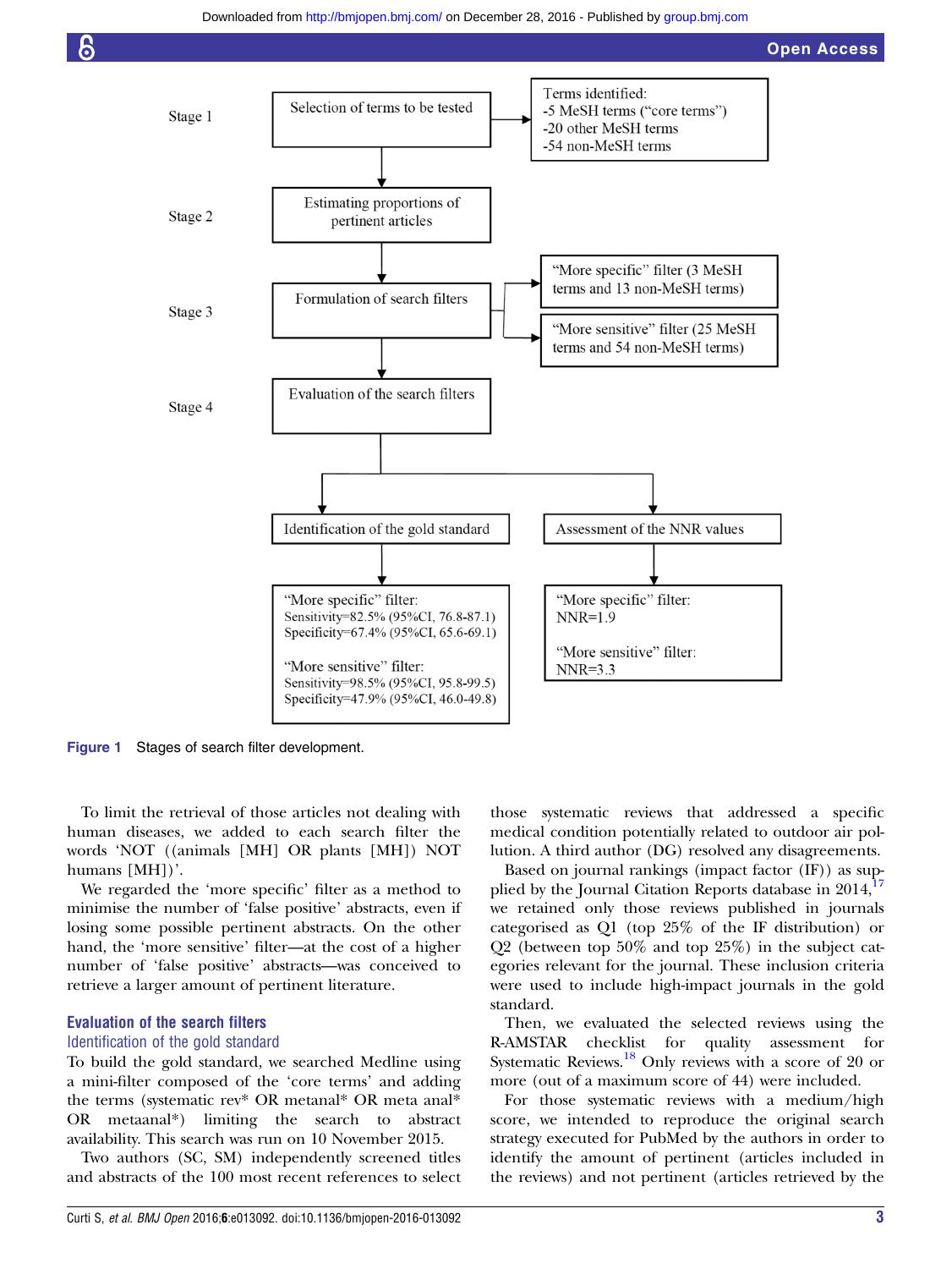Stage 1

Selection of terms to be tested

Terms identified:
-5 MeSH terms ("core terms")
-20 other MeSH terms
-54 non-MeSH terms

Stage 2

Estimating proportions of pertinent articles

Stage 3

Formulation of search filters

"More specific" filter (3 MeSH terms and 13 non-MeSH terms)

"More sensitive" filter (25 MeSH terms and 54 non-MeSH terms)

Stage 4

Evaluation of the search filters

Identification of the gold standard

"More specific" filter:
Sensitivity=82.5% (95%CI, 76.8-87.1)
Specificity=67.4% (95%CI, 65.6-69.1)

"More sensitive" filter:
Sensitivity=98.5% (95%CI, 95.8-99.5)
Specificity=47.9% (95%CI, 46.0-49.8)

Assessment of the NNR values

"More specific" filter:
NNR=1.9

"More sensitive" filter:
NNR=3.3

**Figure 1** Stages of search filter development.

To limit the retrieval of those articles not dealing with human diseases, we added to each search filter the words 'NOT ((animals [MH] OR plants [MH]) NOT humans [MH])'.

We regarded the 'more specific' filter as a method to minimise the number of 'false positive' abstracts, even if losing some possible pertinent abstracts. On the other hand, the 'more sensitive' filter—at the cost of a higher number of 'false positive' abstracts—was conceived to retrieve a larger amount of pertinent literature.

## Evaluation of the search filters

### Identification of the gold standard

To build the gold standard, we searched Medline using a mini-filter composed of the 'core terms' and adding the terms (systematic rev* OR metanal* OR meta anal* OR metaanal*) limiting the search to abstract availability. This search was run on 10 November 2015.

Two authors (SC, SM) independently screened titles and abstracts of the 100 most recent references to select those systematic reviews that addressed a specific medical condition potentially related to outdoor air pollution. A third author (DG) resolved any disagreements.

Based on journal rankings (impact factor (IF)) as supplied by the Journal Citation Reports database in 2014,[17] we retained only those reviews published in journals categorised as Q1 (top 25% of the IF distribution) or Q2 (between top 50% and top 25%) in the subject categories relevant for the journal. These inclusion criteria were used to include high-impact journals in the gold standard.

Then, we evaluated the selected reviews using the R-AMSTAR checklist for quality assessment for Systematic Reviews.[18] Only reviews with a score of 20 or more (out of a maximum score of 44) were included.

For those systematic reviews with a medium/high score, we intended to reproduce the original search strategy executed for PubMed by the authors in order to identify the amount of pertinent (articles included in the reviews) and not pertinent (articles retrieved by the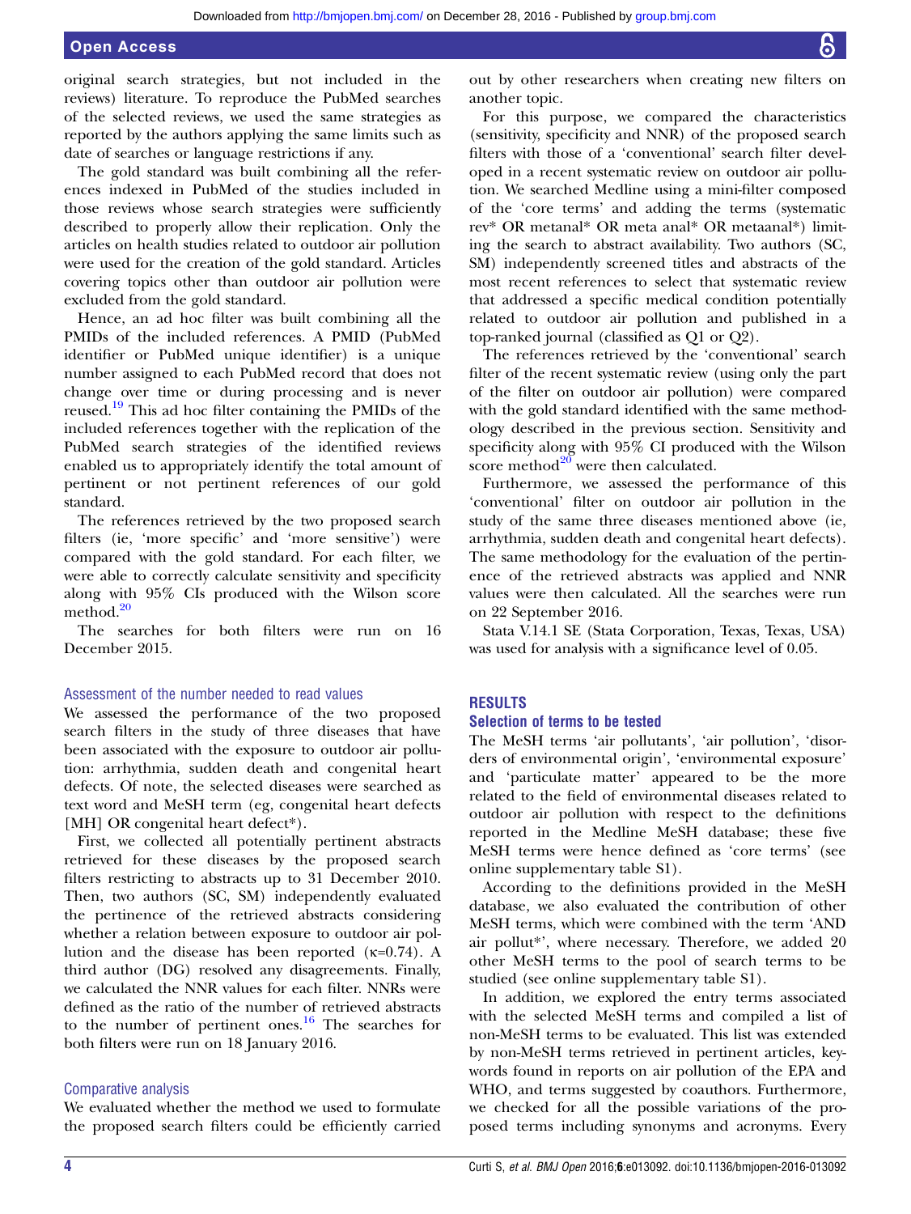original search strategies, but not included in the reviews) literature. To reproduce the PubMed searches of the selected reviews, we used the same strategies as reported by the authors applying the same limits such as date of searches or language restrictions if any.

The gold standard was built combining all the references indexed in PubMed of the studies included in those reviews whose search strategies were sufficiently described to properly allow their replication. Only the articles on health studies related to outdoor air pollution were used for the creation of the gold standard. Articles covering topics other than outdoor air pollution were excluded from the gold standard.

Hence, an ad hoc filter was built combining all the PMIDs of the included references. A PMID (PubMed identifier or PubMed unique identifier) is a unique number assigned to each PubMed record that does not change over time or during processing and is never reused.[19] This ad hoc filter containing the PMIDs of the included references together with the replication of the PubMed search strategies of the identified reviews enabled us to appropriately identify the total amount of pertinent or not pertinent references of our gold standard.

The references retrieved by the two proposed search filters (ie, 'more specific' and 'more sensitive') were compared with the gold standard. For each filter, we were able to correctly calculate sensitivity and specificity along with 95% CIs produced with the Wilson score method.[20]

The searches for both filters were run on 16 December 2015.

### Assessment of the number needed to read values

We assessed the performance of the two proposed search filters in the study of three diseases that have been associated with the exposure to outdoor air pollution: arrhythmia, sudden death and congenital heart defects. Of note, the selected diseases were searched as text word and MeSH term (eg, congenital heart defects [MH] OR congenital heart defect*).

First, we collected all potentially pertinent abstracts retrieved for these diseases by the proposed search filters restricting to abstracts up to 31 December 2010. Then, two authors (SC, SM) independently evaluated the pertinence of the retrieved abstracts considering whether a relation between exposure to outdoor air pollution and the disease has been reported (κ=0.74). A third author (DG) resolved any disagreements. Finally, we calculated the NNR values for each filter. NNRs were defined as the ratio of the number of retrieved abstracts to the number of pertinent ones.[16] The searches for both filters were run on 18 January 2016.

### Comparative analysis

We evaluated whether the method we used to formulate the proposed search filters could be efficiently carried out by other researchers when creating new filters on another topic.

For this purpose, we compared the characteristics (sensitivity, specificity and NNR) of the proposed search filters with those of a 'conventional' search filter developed in a recent systematic review on outdoor air pollution. We searched Medline using a mini-filter composed of the 'core terms' and adding the terms (systematic rev* OR metanal* OR meta anal* OR metaanal*) limiting the search to abstract availability. Two authors (SC, SM) independently screened titles and abstracts of the most recent references to select that systematic review that addressed a specific medical condition potentially related to outdoor air pollution and published in a top-ranked journal (classified as Q1 or Q2).

The references retrieved by the 'conventional' search filter of the recent systematic review (using only the part of the filter on outdoor air pollution) were compared with the gold standard identified with the same methodology described in the previous section. Sensitivity and specificity along with 95% CI produced with the Wilson score method[20] were then calculated.

Furthermore, we assessed the performance of this 'conventional' filter on outdoor air pollution in the study of the same three diseases mentioned above (ie, arrhythmia, sudden death and congenital heart defects). The same methodology for the evaluation of the pertinence of the retrieved abstracts was applied and NNR values were then calculated. All the searches were run on 22 September 2016.

Stata V.14.1 SE (Stata Corporation, Texas, Texas, USA) was used for analysis with a significance level of 0.05.

## RESULTS

### Selection of terms to be tested

The MeSH terms 'air pollutants', 'air pollution', 'disorders of environmental origin', 'environmental exposure' and 'particulate matter' appeared to be the more related to the field of environmental diseases related to outdoor air pollution with respect to the definitions reported in the Medline MeSH database; these five MeSH terms were hence defined as 'core terms' (see online supplementary table S1).

According to the definitions provided in the MeSH database, we also evaluated the contribution of other MeSH terms, which were combined with the term 'AND air pollut*', where necessary. Therefore, we added 20 other MeSH terms to the pool of search terms to be studied (see online supplementary table S1).

In addition, we explored the entry terms associated with the selected MeSH terms and compiled a list of non-MeSH terms to be evaluated. This list was extended by non-MeSH terms retrieved in pertinent articles, keywords found in reports on air pollution of the EPA and WHO, and terms suggested by coauthors. Furthermore, we checked for all the possible variations of the proposed terms including synonyms and acronyms. Every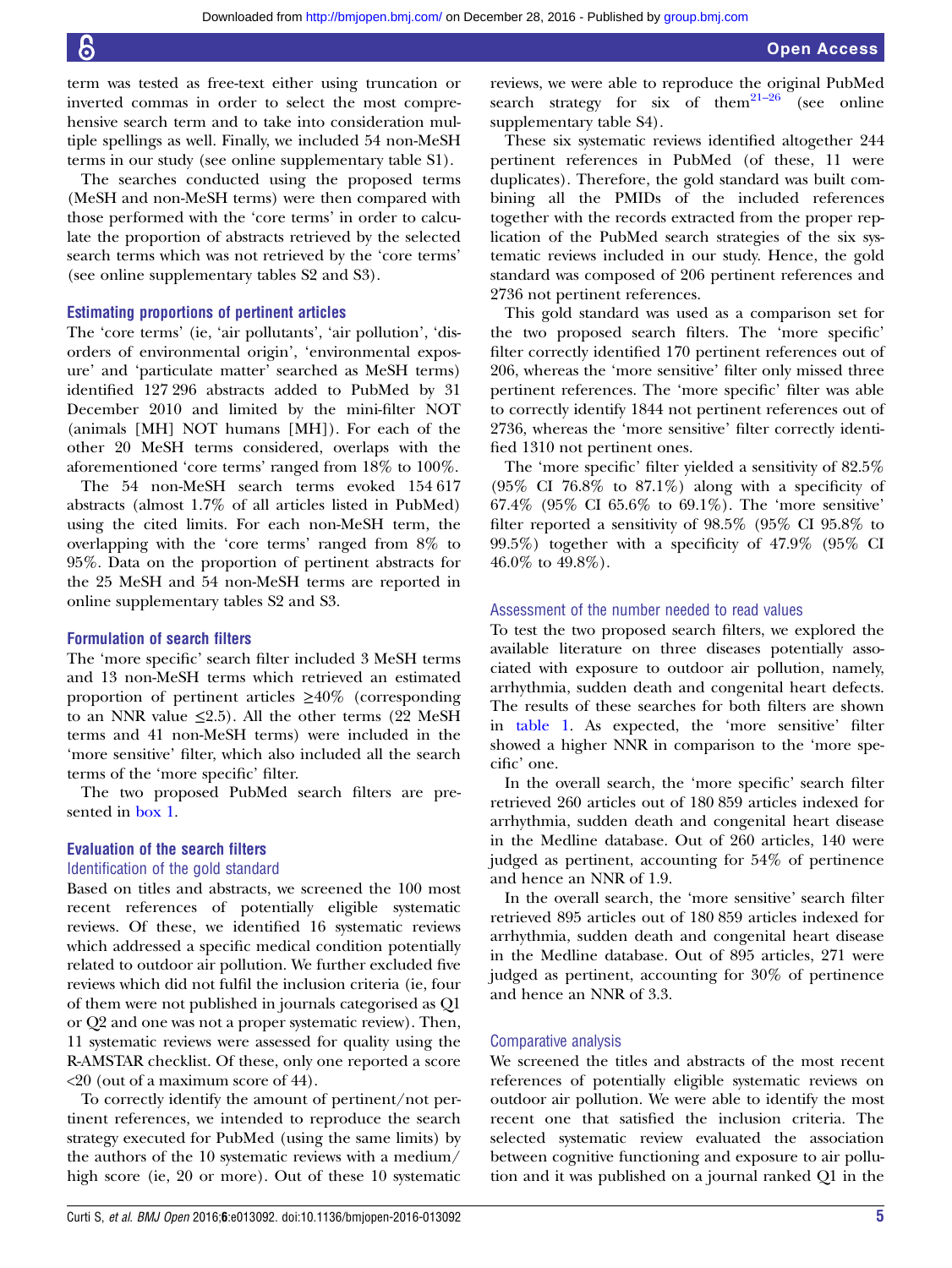term was tested as free-text either using truncation or inverted commas in order to select the most comprehensive search term and to take into consideration multiple spellings as well. Finally, we included 54 non-MeSH terms in our study (see online supplementary table S1).

The searches conducted using the proposed terms (MeSH and non-MeSH terms) were then compared with those performed with the 'core terms' in order to calculate the proportion of abstracts retrieved by the selected search terms which was not retrieved by the 'core terms' (see online supplementary tables S2 and S3).

### Estimating proportions of pertinent articles

The 'core terms' (ie, 'air pollutants', 'air pollution', 'disorders of environmental origin', 'environmental exposure' and 'particulate matter' searched as MeSH terms) identified 127 296 abstracts added to PubMed by 31 December 2010 and limited by the mini-filter NOT (animals [MH] NOT humans [MH]). For each of the other 20 MeSH terms considered, overlaps with the aforementioned 'core terms' ranged from 18% to 100%.

The 54 non-MeSH search terms evoked 154 617 abstracts (almost 1.7% of all articles listed in PubMed) using the cited limits. For each non-MeSH term, the overlapping with the 'core terms' ranged from 8% to 95%. Data on the proportion of pertinent abstracts for the 25 MeSH and 54 non-MeSH terms are reported in online supplementary tables S2 and S3.

### Formulation of search filters

The 'more specific' search filter included 3 MeSH terms and 13 non-MeSH terms which retrieved an estimated proportion of pertinent articles ≥40% (corresponding to an NNR value ≤2.5). All the other terms (22 MeSH terms and 41 non-MeSH terms) were included in the 'more sensitive' filter, which also included all the search terms of the 'more specific' filter.

The two proposed PubMed search filters are presented in box 1.

### Evaluation of the search filters

#### Identification of the gold standard

Based on titles and abstracts, we screened the 100 most recent references of potentially eligible systematic reviews. Of these, we identified 16 systematic reviews which addressed a specific medical condition potentially related to outdoor air pollution. We further excluded five reviews which did not fulfil the inclusion criteria (ie, four of them were not published in journals categorised as Q1 or Q2 and one was not a proper systematic review). Then, 11 systematic reviews were assessed for quality using the R-AMSTAR checklist. Of these, only one reported a score <20 (out of a maximum score of 44).

To correctly identify the amount of pertinent/not pertinent references, we intended to reproduce the search strategy executed for PubMed (using the same limits) by the authors of the 10 systematic reviews with a medium/high score (ie, 20 or more). Out of these 10 systematic reviews, we were able to reproduce the original PubMed search strategy for six of them[21–26] (see online supplementary table S4).

These six systematic reviews identified altogether 244 pertinent references in PubMed (of these, 11 were duplicates). Therefore, the gold standard was built combining all the PMIDs of the included references together with the records extracted from the proper replication of the PubMed search strategies of the six systematic reviews included in our study. Hence, the gold standard was composed of 206 pertinent references and 2736 not pertinent references.

This gold standard was used as a comparison set for the two proposed search filters. The 'more specific' filter correctly identified 170 pertinent references out of 206, whereas the 'more sensitive' filter only missed three pertinent references. The 'more specific' filter was able to correctly identify 1844 not pertinent references out of 2736, whereas the 'more sensitive' filter correctly identified 1310 not pertinent ones.

The 'more specific' filter yielded a sensitivity of 82.5% (95% CI 76.8% to 87.1%) along with a specificity of 67.4% (95% CI 65.6% to 69.1%). The 'more sensitive' filter reported a sensitivity of 98.5% (95% CI 95.8% to 99.5%) together with a specificity of 47.9% (95% CI 46.0% to 49.8%).

#### Assessment of the number needed to read values

To test the two proposed search filters, we explored the available literature on three diseases potentially associated with exposure to outdoor air pollution, namely, arrhythmia, sudden death and congenital heart defects. The results of these searches for both filters are shown in table 1. As expected, the 'more sensitive' filter showed a higher NNR in comparison to the 'more specific' one.

In the overall search, the 'more specific' search filter retrieved 260 articles out of 180 859 articles indexed for arrhythmia, sudden death and congenital heart disease in the Medline database. Out of 260 articles, 140 were judged as pertinent, accounting for 54% of pertinence and hence an NNR of 1.9.

In the overall search, the 'more sensitive' search filter retrieved 895 articles out of 180 859 articles indexed for arrhythmia, sudden death and congenital heart disease in the Medline database. Out of 895 articles, 271 were judged as pertinent, accounting for 30% of pertinence and hence an NNR of 3.3.

#### Comparative analysis

We screened the titles and abstracts of the most recent references of potentially eligible systematic reviews on outdoor air pollution. We were able to identify the most recent one that satisfied the inclusion criteria. The selected systematic review evaluated the association between cognitive functioning and exposure to air pollution and it was published on a journal ranked Q1 in the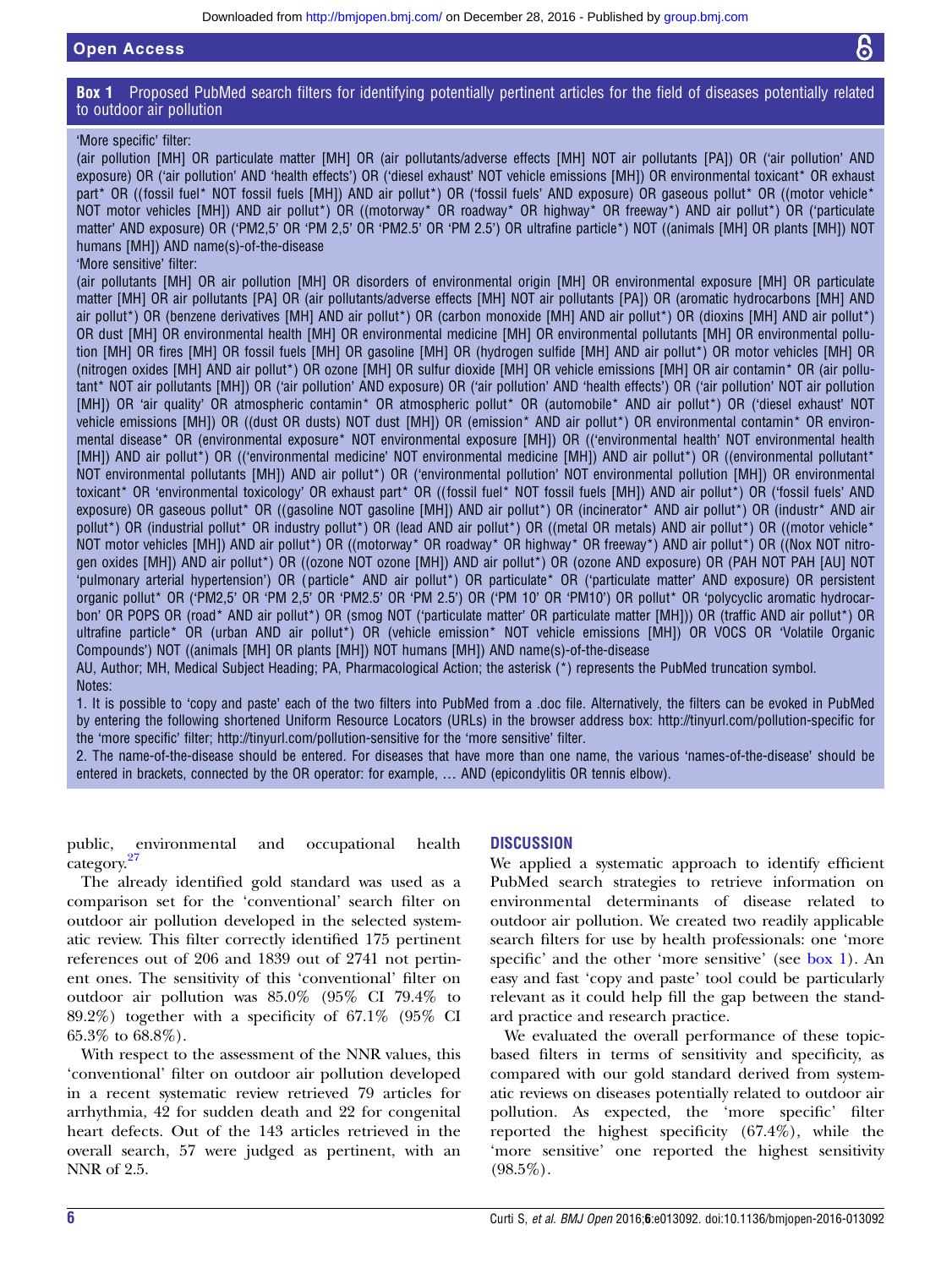**Box 1** Proposed PubMed search filters for identifying potentially pertinent articles for the field of diseases potentially related to outdoor air pollution

'More specific' filter:

(air pollution [MH] OR particulate matter [MH] OR (air pollutants/adverse effects [MH] NOT air pollutants [PA]) OR ('air pollution' AND exposure) OR ('air pollution' AND 'health effects') OR ('diesel exhaust' NOT vehicle emissions [MH]) OR environmental toxicant* OR exhaust part* OR ((fossil fuel* NOT fossil fuels [MH]) AND air pollut*) OR ('fossil fuels' AND exposure) OR gaseous pollut* OR ((motor vehicle* NOT motor vehicles [MH]) AND air pollut*) OR ((motorway* OR roadway* OR highway* OR freeway*) AND air pollut*) OR ('particulate matter' AND exposure) OR ('PM2,5' OR 'PM 2,5' OR 'PM2.5' OR 'PM 2.5') OR ultrafine particle*) NOT ((animals [MH] OR plants [MH]) NOT humans [MH]) AND name(s)-of-the-disease

'More sensitive' filter:

(air pollutants [MH] OR air pollution [MH] OR disorders of environmental origin [MH] OR environmental exposure [MH] OR particulate matter [MH] OR air pollutants [PA] OR (air pollutants/adverse effects [MH] NOT air pollutants [PA]) OR (aromatic hydrocarbons [MH] AND air pollut*) OR (benzene derivatives [MH] AND air pollut*) OR (carbon monoxide [MH] AND air pollut*) OR (dioxins [MH] AND air pollut*) OR dust [MH] OR environmental health [MH] OR environmental medicine [MH] OR environmental pollutants [MH] OR environmental pollution [MH] OR fires [MH] OR fossil fuels [MH] OR gasoline [MH] OR (hydrogen sulfide [MH] AND air pollut*) OR motor vehicles [MH] OR (nitrogen oxides [MH] AND air pollut*) OR ozone [MH] OR sulfur dioxide [MH] OR vehicle emissions [MH] OR air contamin* OR (air pollutant* NOT air pollutants [MH]) OR ('air pollution' AND exposure) OR ('air pollution' AND 'health effects') OR ('air pollution' NOT air pollution [MH]) OR 'air quality' OR atmospheric contamin* OR atmospheric pollut* OR (automobile* AND air pollut*) OR ('diesel exhaust' NOT vehicle emissions [MH]) OR ((dust OR dusts) NOT dust [MH]) OR (emission* AND air pollut*) OR environmental contamin* OR environmental disease* OR (environmental exposure* NOT environmental exposure [MH]) OR (('environmental health' NOT environmental health [MH]) AND air pollut*) OR (('environmental medicine' NOT environmental medicine [MH]) AND air pollut*) OR ((environmental pollutant* NOT environmental pollutants [MH]) AND air pollut*) OR ('environmental pollution' NOT environmental pollution [MH]) OR environmental toxicant* OR 'environmental toxicology' OR exhaust part* OR ((fossil fuel* NOT fossil fuels [MH]) AND air pollut*) OR ('fossil fuels' AND exposure) OR gaseous pollut* OR ((gasoline NOT gasoline [MH]) AND air pollut*) OR (incinerator* AND air pollut*) OR (industr* AND air pollut*) OR (industrial pollut* OR industry pollut*) OR (lead AND air pollut*) OR ((metal OR metals) AND air pollut*) OR ((motor vehicle* NOT motor vehicles [MH]) AND air pollut*) OR ((motorway* OR roadway* OR highway* OR freeway*) AND air pollut*) OR ((Nox NOT nitrogen oxides [MH]) AND air pollut*) OR ((ozone NOT ozone [MH]) AND air pollut*) OR (ozone AND exposure) OR (PAH NOT PAH [AU] NOT 'pulmonary arterial hypertension') OR (particle* AND air pollut*) OR particulate* OR ('particulate matter' AND exposure) OR persistent organic pollut* OR ('PM2,5' OR 'PM 2,5' OR 'PM2.5' OR 'PM 2.5') OR ('PM 10' OR 'PM10') OR pollut* OR 'polycyclic aromatic hydrocarbon' OR POPS OR (road* AND air pollut*) OR (smog NOT ('particulate matter' OR particulate matter [MH])) OR (traffic AND air pollut*) OR ultrafine particle* OR (urban AND air pollut*) OR (vehicle emission* NOT vehicle emissions [MH]) OR VOCS OR 'Volatile Organic Compounds') NOT ((animals [MH] OR plants [MH]) NOT humans [MH]) AND name(s)-of-the-disease

AU, Author; MH, Medical Subject Heading; PA, Pharmacological Action; the asterisk (*) represents the PubMed truncation symbol.

Notes:

1. It is possible to 'copy and paste' each of the two filters into PubMed from a .doc file. Alternatively, the filters can be evoked in PubMed by entering the following shortened Uniform Resource Locators (URLs) in the browser address box: http://tinyurl.com/pollution-specific for the 'more specific' filter; http://tinyurl.com/pollution-sensitive for the 'more sensitive' filter.

2. The name-of-the-disease should be entered. For diseases that have more than one name, the various 'names-of-the-disease' should be entered in brackets, connected by the OR operator: for example, … AND (epicondylitis OR tennis elbow).

public, environmental and occupational health category.[27]

The already identified gold standard was used as a comparison set for the 'conventional' search filter on outdoor air pollution developed in the selected systematic review. This filter correctly identified 175 pertinent references out of 206 and 1839 out of 2741 not pertinent ones. The sensitivity of this 'conventional' filter on outdoor air pollution was 85.0% (95% CI 79.4% to 89.2%) together with a specificity of 67.1% (95% CI 65.3% to 68.8%).

With respect to the assessment of the NNR values, this 'conventional' filter on outdoor air pollution developed in a recent systematic review retrieved 79 articles for arrhythmia, 42 for sudden death and 22 for congenital heart defects. Out of the 143 articles retrieved in the overall search, 57 were judged as pertinent, with an NNR of 2.5.

## DISCUSSION

We applied a systematic approach to identify efficient PubMed search strategies to retrieve information on environmental determinants of disease related to outdoor air pollution. We created two readily applicable search filters for use by health professionals: one 'more specific' and the other 'more sensitive' (see box 1). An easy and fast 'copy and paste' tool could be particularly relevant as it could help fill the gap between the standard practice and research practice.

We evaluated the overall performance of these topic-based filters in terms of sensitivity and specificity, as compared with our gold standard derived from systematic reviews on diseases potentially related to outdoor air pollution. As expected, the 'more specific' filter reported the highest specificity (67.4%), while the 'more sensitive' one reported the highest sensitivity (98.5%).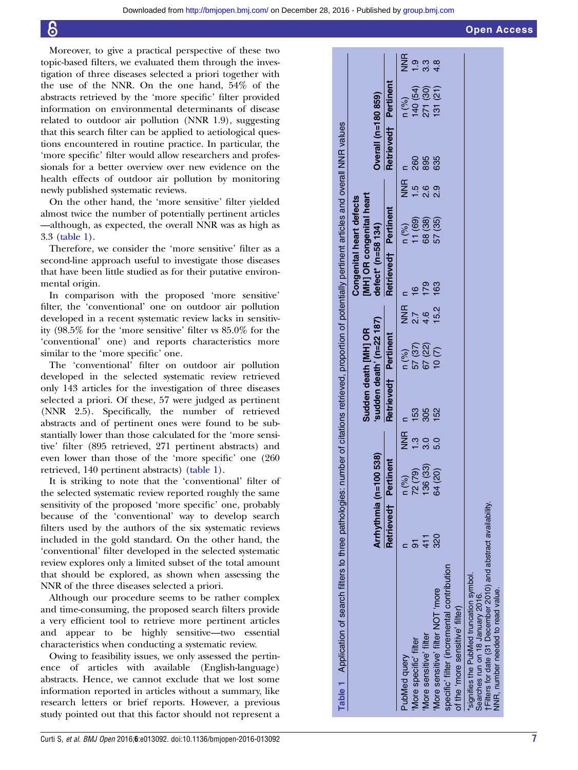Moreover, to give a practical perspective of these two topic-based filters, we evaluated them through the investigation of three diseases selected a priori together with the use of the NNR. On the one hand, 54% of the abstracts retrieved by the 'more specific' filter provided information on environmental determinants of disease related to outdoor air pollution (NNR 1.9), suggesting that this search filter can be applied to aetiological questions encountered in routine practice. In particular, the 'more specific' filter would allow researchers and professionals for a better overview over new evidence on the health effects of outdoor air pollution by monitoring newly published systematic reviews.

On the other hand, the 'more sensitive' filter yielded almost twice the number of potentially pertinent articles—although, as expected, the overall NNR was as high as 3.3 (table 1).

Therefore, we consider the 'more sensitive' filter as a second-line approach useful to investigate those diseases that have been little studied as for their putative environmental origin.

In comparison with the proposed 'more sensitive' filter, the 'conventional' one on outdoor air pollution developed in a recent systematic review lacks in sensitivity (98.5% for the 'more sensitive' filter vs 85.0% for the 'conventional' one) and reports characteristics more similar to the 'more specific' one.

The 'conventional' filter on outdoor air pollution developed in the selected systematic review retrieved only 143 articles for the investigation of three diseases selected a priori. Of these, 57 were judged as pertinent (NNR 2.5). Specifically, the number of retrieved abstracts and of pertinent ones were found to be substantially lower than those calculated for the 'more sensitive' filter (895 retrieved, 271 pertinent abstracts) and even lower than those of the 'more specific' one (260 retrieved, 140 pertinent abstracts) (table 1).

It is striking to note that the 'conventional' filter of the selected systematic review reported roughly the same sensitivity of the proposed 'more specific' one, probably because of the 'conventional' way to develop search filters used by the authors of the six systematic reviews included in the gold standard. On the other hand, the 'conventional' filter developed in the selected systematic review explores only a limited subset of the total amount that should be explored, as shown when assessing the NNR of the three diseases selected a priori.

Although our procedure seems to be rather complex and time-consuming, the proposed search filters provide a very efficient tool to retrieve more pertinent articles and appear to be highly sensitive—two essential characteristics when conducting a systematic review.

Owing to feasibility issues, we only assessed the pertinence of articles with available (English-language) abstracts. Hence, we cannot exclude that we lost some information reported in articles without a summary, like research letters or brief reports. However, a previous study pointed out that this factor should not represent a

**Table 1** Application of search filters to three pathologies: number of citations retrieved, proportion of potentially pertinent articles and overall NNR values

| PubMed query | Arrhythmia (n=100 538) | | | Sudden death [MH] OR 'sudden death' (n=22 187) | | | Congenital heart defects [MH] OR congenital heart defect* (n=58 134) | | | Overall (n=180 859) | | |
|---|---|---|---|---|---|---|---|---|---|---|---|---|
| | Retrieved† | Pertinent | | Retrieved† | Pertinent | | Retrieved† | Pertinent | | Retrieved† | Pertinent | |
| | n | n (%) | NNR | n | n (%) | NNR | n | n (%) | NNR | n | n (%) | NNR |
| 'More specific' filter | 91 | 72 (79) | 1.3 | 153 | 57 (37) | 2.7 | 16 | 11 (69) | 1.5 | 260 | 140 (54) | 1.9 |
| 'More sensitive' filter | 411 | 136 (33) | 3.0 | 305 | 67 (22) | 4.6 | 179 | 68 (38) | 2.6 | 895 | 271 (30) | 3.3 |
| 'More sensitive' filter NOT 'more specific' filter (incremental contribution of the 'more sensitive' filter) | 320 | 64 (20) | 5.0 | 152 | 10 (7) | 15.2 | 163 | 57 (35) | 2.9 | 635 | 131 (21) | 4.8 |

*signifies the PubMed truncation symbol.
Searches run on 18 January 2016.
†Filters for date (31 December 2010) and abstract availability.
NNR, number needed to read value.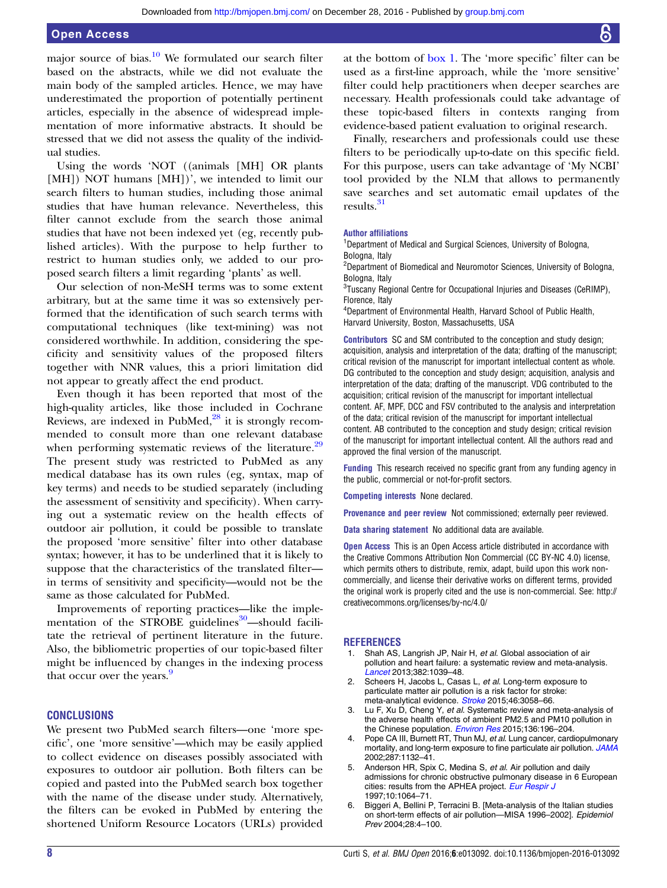major source of bias.[10] We formulated our search filter based on the abstracts, while we did not evaluate the main body of the sampled articles. Hence, we may have underestimated the proportion of potentially pertinent articles, especially in the absence of widespread implementation of more informative abstracts. It should be stressed that we did not assess the quality of the individual studies.

Using the words 'NOT ((animals [MH] OR plants [MH]) NOT humans [MH])', we intended to limit our search filters to human studies, including those animal studies that have human relevance. Nevertheless, this filter cannot exclude from the search those animal studies that have not been indexed yet (eg, recently published articles). With the purpose to help further to restrict to human studies only, we added to our proposed search filters a limit regarding 'plants' as well.

Our selection of non-MeSH terms was to some extent arbitrary, but at the same time it was so extensively performed that the identification of such search terms with computational techniques (like text-mining) was not considered worthwhile. In addition, considering the specificity and sensitivity values of the proposed filters together with NNR values, this a priori limitation did not appear to greatly affect the end product.

Even though it has been reported that most of the high-quality articles, like those included in Cochrane Reviews, are indexed in PubMed,[28] it is strongly recommended to consult more than one relevant database when performing systematic reviews of the literature.[29] The present study was restricted to PubMed as any medical database has its own rules (eg, syntax, map of key terms) and needs to be studied separately (including the assessment of sensitivity and specificity). When carrying out a systematic review on the health effects of outdoor air pollution, it could be possible to translate the proposed 'more sensitive' filter into other database syntax; however, it has to be underlined that it is likely to suppose that the characteristics of the translated filter—in terms of sensitivity and specificity—would not be the same as those calculated for PubMed.

Improvements of reporting practices—like the implementation of the STROBE guidelines[30]—should facilitate the retrieval of pertinent literature in the future. Also, the bibliometric properties of our topic-based filter might be influenced by changes in the indexing process that occur over the years.[9]

## CONCLUSIONS

We present two PubMed search filters—one 'more specific', one 'more sensitive'—which may be easily applied to collect evidence on diseases possibly associated with exposures to outdoor air pollution. Both filters can be copied and pasted into the PubMed search box together with the name of the disease under study. Alternatively, the filters can be evoked in PubMed by entering the shortened Uniform Resource Locators (URLs) provided at the bottom of box 1. The 'more specific' filter can be used as a first-line approach, while the 'more sensitive' filter could help practitioners when deeper searches are necessary. Health professionals could take advantage of these topic-based filters in contexts ranging from evidence-based patient evaluation to original research.

Finally, researchers and professionals could use these filters to be periodically up-to-date on this specific field. For this purpose, users can take advantage of 'My NCBI' tool provided by the NLM that allows to permanently save searches and set automatic email updates of the results.[31]

**Author affiliations**
[1]Department of Medical and Surgical Sciences, University of Bologna, Bologna, Italy
[2]Department of Biomedical and Neuromotor Sciences, University of Bologna, Bologna, Italy
[3]Tuscany Regional Centre for Occupational Injuries and Diseases (CeRIMP), Florence, Italy
[4]Department of Environmental Health, Harvard School of Public Health, Harvard University, Boston, Massachusetts, USA

**Contributors** SC and SM contributed to the conception and study design; acquisition, analysis and interpretation of the data; drafting of the manuscript; critical revision of the manuscript for important intellectual content as whole. DG contributed to the conception and study design; acquisition, analysis and interpretation of the data; drafting of the manuscript. VDG contributed to the acquisition; critical revision of the manuscript for important intellectual content. AF, MPF, DCC and FSV contributed to the analysis and interpretation of the data; critical revision of the manuscript for important intellectual content. AB contributed to the conception and study design; critical revision of the manuscript for important intellectual content. All the authors read and approved the final version of the manuscript.

**Funding** This research received no specific grant from any funding agency in the public, commercial or not-for-profit sectors.

**Competing interests** None declared.

**Provenance and peer review** Not commissioned; externally peer reviewed.

**Data sharing statement** No additional data are available.

**Open Access** This is an Open Access article distributed in accordance with the Creative Commons Attribution Non Commercial (CC BY-NC 4.0) license, which permits others to distribute, remix, adapt, build upon this work non-commercially, and license their derivative works on different terms, provided the original work is properly cited and the use is non-commercial. See: http://creativecommons.org/licenses/by-nc/4.0/

## REFERENCES

1. Shah AS, Langrish JP, Nair H, *et al*. Global association of air pollution and heart failure: a systematic review and meta-analysis. *Lancet* 2013;382:1039–48.
2. Scheers H, Jacobs L, Casas L, *et al*. Long-term exposure to particulate matter air pollution is a risk factor for stroke: meta-analytical evidence. *Stroke* 2015;46:3058–66.
3. Lu F, Xu D, Cheng Y, *et al*. Systematic review and meta-analysis of the adverse health effects of ambient PM2.5 and PM10 pollution in the Chinese population. *Environ Res* 2015;136:196–204.
4. Pope CA III, Burnett RT, Thun MJ, *et al*. Lung cancer, cardiopulmonary mortality, and long-term exposure to fine particulate air pollution. *JAMA* 2002;287:1132–41.
5. Anderson HR, Spix C, Medina S, *et al*. Air pollution and daily admissions for chronic obstructive pulmonary disease in 6 European cities: results from the APHEA project. *Eur Respir J* 1997;10:1064–71.
6. Biggeri A, Bellini P, Terracini B. [Meta-analysis of the Italian studies on short-term effects of air pollution—MISA 1996–2002]. *Epidemiol Prev* 2004;28:4–100.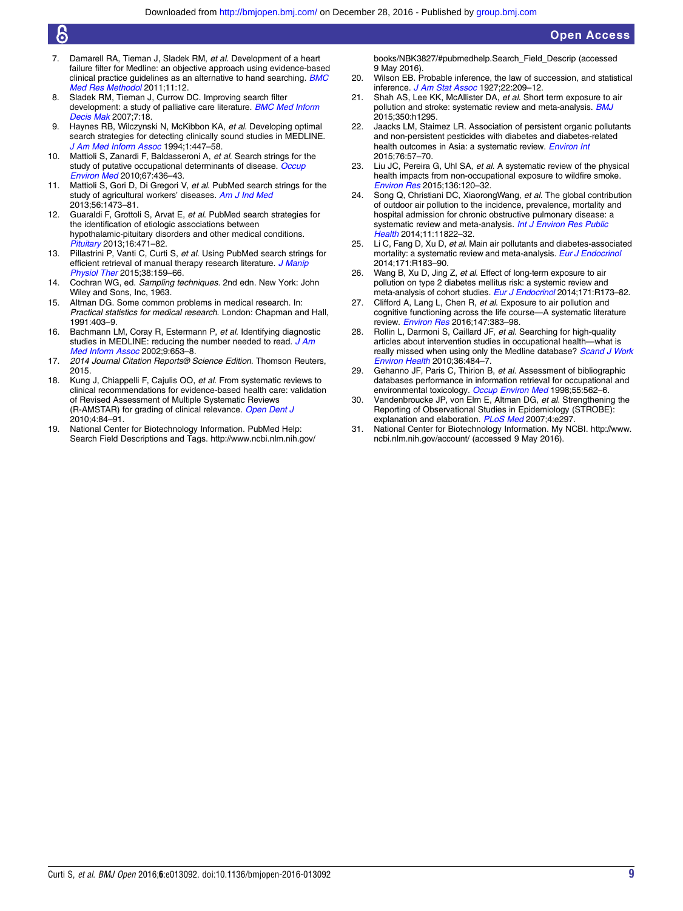7. Damarell RA, Tieman J, Sladek RM, *et al*. Development of a heart failure filter for Medline: an objective approach using evidence-based clinical practice guidelines as an alternative to hand searching. *BMC Med Res Methodol* 2011;11:12.
8. Sladek RM, Tieman J, Currow DC. Improving search filter development: a study of palliative care literature. *BMC Med Inform Decis Mak* 2007;7:18.
9. Haynes RB, Wilczynski N, McKibbon KA, *et al*. Developing optimal search strategies for detecting clinically sound studies in MEDLINE. *J Am Med Inform Assoc* 1994;1:447–58.
10. Mattioli S, Zanardi F, Baldasseroni A, *et al*. Search strings for the study of putative occupational determinants of disease. *Occup Environ Med* 2010;67:436–43.
11. Mattioli S, Gori D, Di Gregori V, *et al*. PubMed search strings for the study of agricultural workers' diseases. *Am J Ind Med* 2013;56:1473–81.
12. Guaraldi F, Grottoli S, Arvat E, *et al*. PubMed search strategies for the identification of etiologic associations between hypothalamic-pituitary disorders and other medical conditions. *Pituitary* 2013;16:471–82.
13. Pillastrini P, Vanti C, Curti S, *et al*. Using PubMed search strings for efficient retrieval of manual therapy research literature. *J Manip Physiol Ther* 2015;38:159–66.
14. Cochran WG, ed. *Sampling techniques*. 2nd edn. New York: John Wiley and Sons, Inc, 1963.
15. Altman DG. Some common problems in medical research. In: *Practical statistics for medical research*. London: Chapman and Hall, 1991:403–9.
16. Bachmann LM, Coray R, Estermann P, *et al*. Identifying diagnostic studies in MEDLINE: reducing the number needed to read. *J Am Med Inform Assoc* 2002;9:653–8.
17. *2014 Journal Citation Reports® Science Edition*. Thomson Reuters, 2015.
18. Kung J, Chiappelli F, Cajulis OO, *et al*. From systematic reviews to clinical recommendations for evidence-based health care: validation of Revised Assessment of Multiple Systematic Reviews (R-AMSTAR) for grading of clinical relevance. *Open Dent J* 2010;4:84–91.
19. National Center for Biotechnology Information. PubMed Help: Search Field Descriptions and Tags. http://www.ncbi.nlm.nih.gov/books/NBK3827/#pubmedhelp.Search_Field_Descrip (accessed 9 May 2016).
20. Wilson EB. Probable inference, the law of succession, and statistical inference. *J Am Stat Assoc* 1927;22:209–12.
21. Shah AS, Lee KK, McAllister DA, *et al*. Short term exposure to air pollution and stroke: systematic review and meta-analysis. *BMJ* 2015;350:h1295.
22. Jaacks LM, Staimez LR. Association of persistent organic pollutants and non-persistent pesticides with diabetes and diabetes-related health outcomes in Asia: a systematic review. *Environ Int* 2015;76:57–70.
23. Liu JC, Pereira G, Uhl SA, *et al*. A systematic review of the physical health impacts from non-occupational exposure to wildfire smoke. *Environ Res* 2015;136:120–32.
24. Song Q, Christiani DC, XiaorongWang, *et al*. The global contribution of outdoor air pollution to the incidence, prevalence, mortality and hospital admission for chronic obstructive pulmonary disease: a systematic review and meta-analysis. *Int J Environ Res Public Health* 2014;11:11822–32.
25. Li C, Fang D, Xu D, *et al*. Main air pollutants and diabetes-associated mortality: a systematic review and meta-analysis. *Eur J Endocrinol* 2014;171:R183–90.
26. Wang B, Xu D, Jing Z, *et al*. Effect of long-term exposure to air pollution on type 2 diabetes mellitus risk: a systemic review and meta-analysis of cohort studies. *Eur J Endocrinol* 2014;171:R173–82.
27. Clifford A, Lang L, Chen R, *et al*. Exposure to air pollution and cognitive functioning across the life course—A systematic literature review. *Environ Res* 2016;147:383–98.
28. Rollin L, Darmoni S, Caillard JF, *et al*. Searching for high-quality articles about intervention studies in occupational health—what is really missed when using only the Medline database? *Scand J Work Environ Health* 2010;36:484–7.
29. Gehanno JF, Paris C, Thirion B, *et al*. Assessment of bibliographic databases performance in information retrieval for occupational and environmental toxicology. *Occup Environ Med* 1998;55:562–6.
30. Vandenbroucke JP, von Elm E, Altman DG, *et al*. Strengthening the Reporting of Observational Studies in Epidemiology (STROBE): explanation and elaboration. *PLoS Med* 2007;4:e297.
31. National Center for Biotechnology Information. My NCBI. http://www.ncbi.nlm.nih.gov/account/ (accessed 9 May 2016).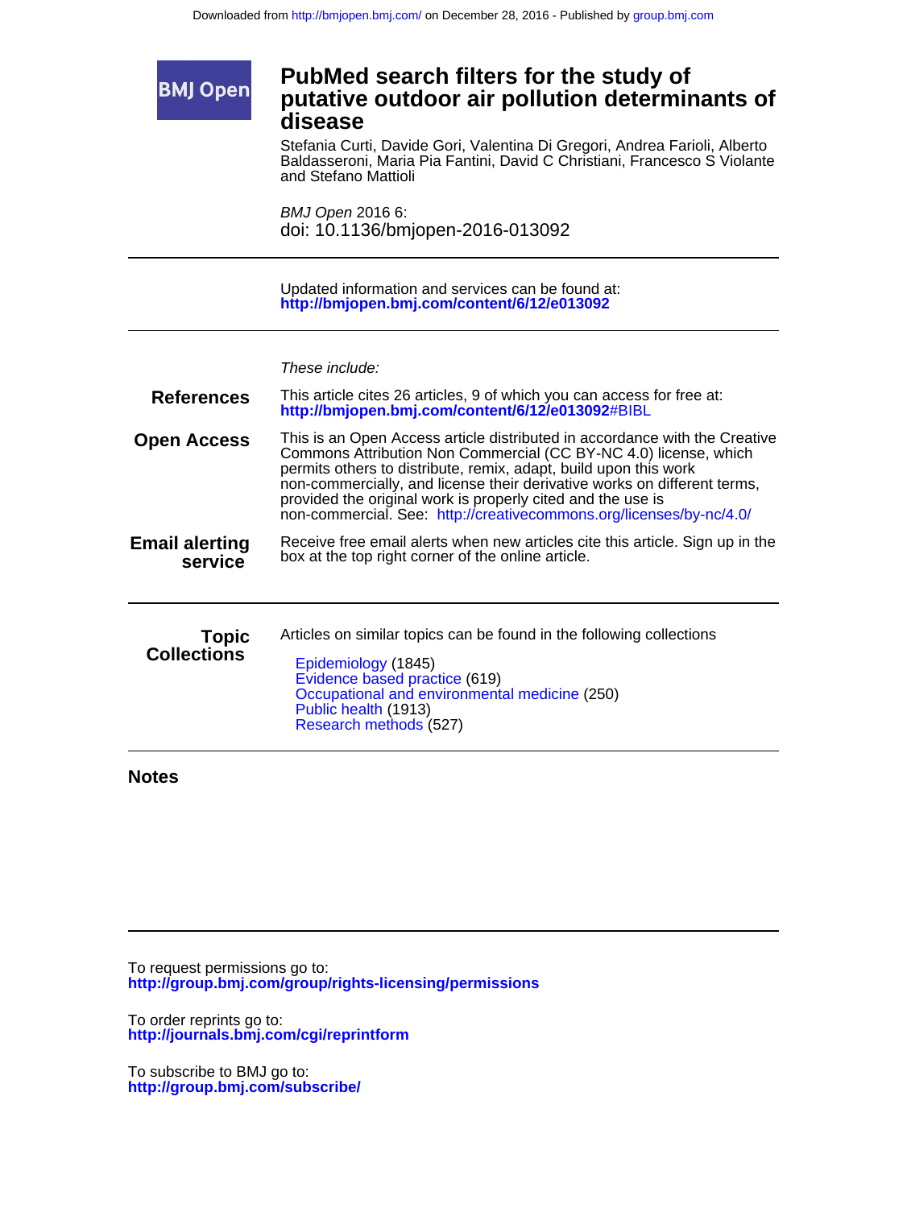Downloaded from http://bmjopen.bmj.com/ on December 28, 2016 - Published by group.bmj.com

BMJ Open

# PubMed search filters for the study of putative outdoor air pollution determinants of disease

Stefania Curti, Davide Gori, Valentina Di Gregori, Andrea Farioli, Alberto Baldasseroni, Maria Pia Fantini, David C Christiani, Francesco S Violante and Stefano Mattioli

*BMJ Open* 2016 6:
doi: 10.1136/bmjopen-2016-013092

Updated information and services can be found at:
**http://bmjopen.bmj.com/content/6/12/e013092**

*These include:*

**References**
This article cites 26 articles, 9 of which you can access for free at:
**http://bmjopen.bmj.com/content/6/12/e013092**#BIBL

**Open Access**
This is an Open Access article distributed in accordance with the Creative Commons Attribution Non Commercial (CC BY-NC 4.0) license, which permits others to distribute, remix, adapt, build upon this work non-commercially, and license their derivative works on different terms, provided the original work is properly cited and the use is non-commercial. See: http://creativecommons.org/licenses/by-nc/4.0/

**Email alerting service**
Receive free email alerts when new articles cite this article. Sign up in the box at the top right corner of the online article.

**Topic Collections**
Articles on similar topics can be found in the following collections

- Epidemiology (1845)
- Evidence based practice (619)
- Occupational and environmental medicine (250)
- Public health (1913)
- Research methods (527)

## Notes

To request permissions go to:
**http://group.bmj.com/group/rights-licensing/permissions**

To order reprints go to:
**http://journals.bmj.com/cgi/reprintform**

To subscribe to BMJ go to:
**http://group.bmj.com/subscribe/**